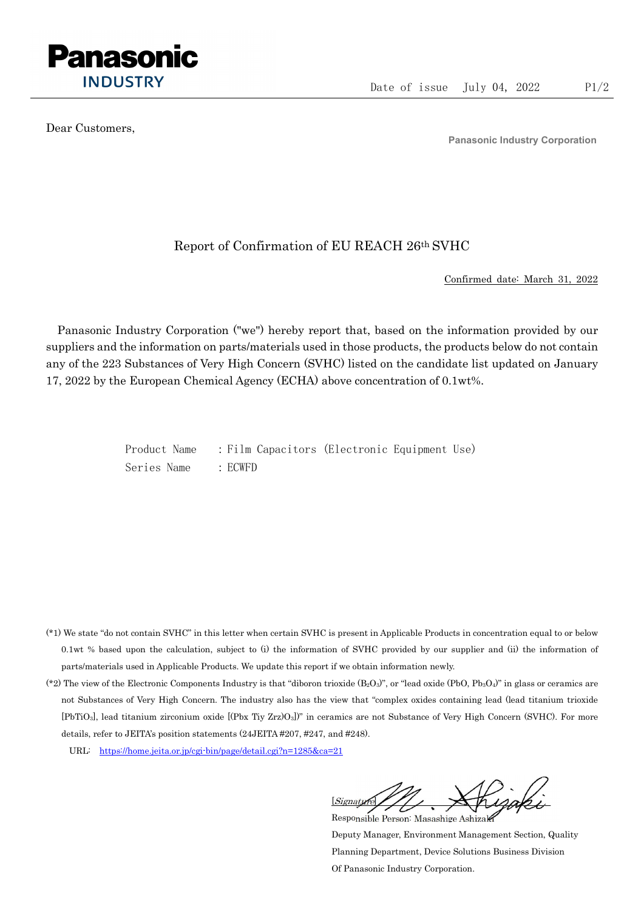Panasonic
INDUSTRY

Date of issue July 04, 2022

Dear Customers,

**Panasonic Industry Corporation**

# Report of Confirmation of EU REACH 26th SVHC

Confirmed date: March 31, 2022

Panasonic Industry Corporation ("we") hereby report that, based on the information provided by our suppliers and the information on parts/materials used in those products, the products below do not contain any of the 223 Substances of Very High Concern (SVHC) listed on the candidate list updated on January 17, 2022 by the European Chemical Agency (ECHA) above concentration of 0.1wt%.

Product Name : Film Capacitors (Electronic Equipment Use)
Series Name : ECWFD

(*1) We state "do not contain SVHC" in this letter when certain SVHC is present in Applicable Products in concentration equal to or below 0.1wt % based upon the calculation, subject to (i) the information of SVHC provided by our supplier and (ii) the information of parts/materials used in Applicable Products. We update this report if we obtain information newly.

(*2) The view of the Electronic Components Industry is that "diboron trioxide ($B_2O_3$)", or "lead oxide (PbO, $Pb_3O_4$)" in glass or ceramics are not Substances of Very High Concern. The industry also has the view that "complex oxides containing lead (lead titanium trioxide [$PbTiO_3$], lead titanium zirconium oxide [(Pbx Tiy Zrz)$O_3$])" in ceramics are not Substance of Very High Concern (SVHC). For more details, refer to JEITA's position statements (24JEITA #207, #247, and #248).

URL: https://home.jeita.or.jp/cgi-bin/page/detail.cgi?n=1285&ca=21

[Signature]
Responsible Person: Masashige Ashizaki
Deputy Manager, Environment Management Section, Quality Planning Department, Device Solutions Business Division
Of Panasonic Industry Corporation.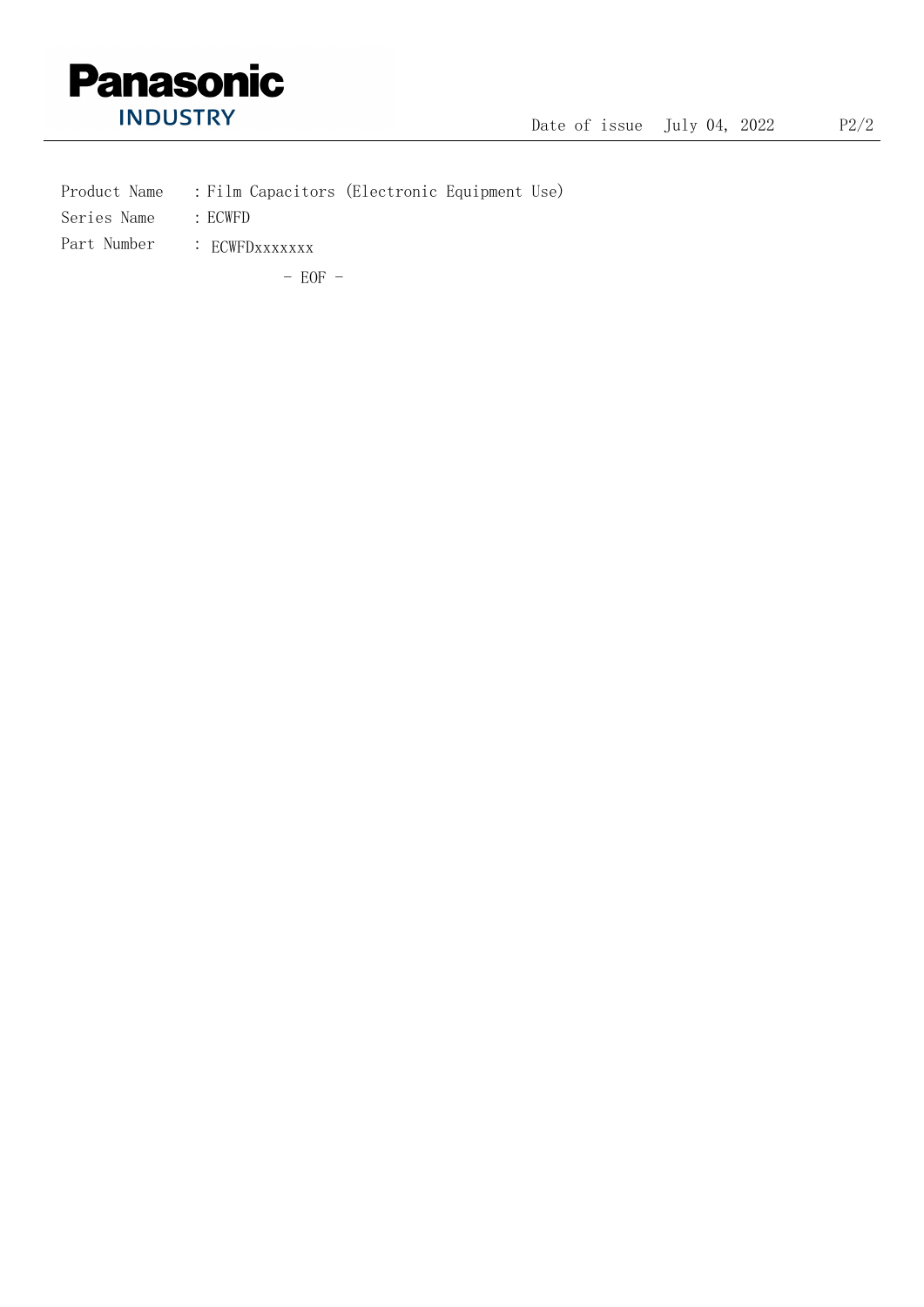Product Name : Film Capacitors (Electronic Equipment Use)

Series Name : ECWFD

Part Number : ECWFDxxxxxxx

－ EOF －